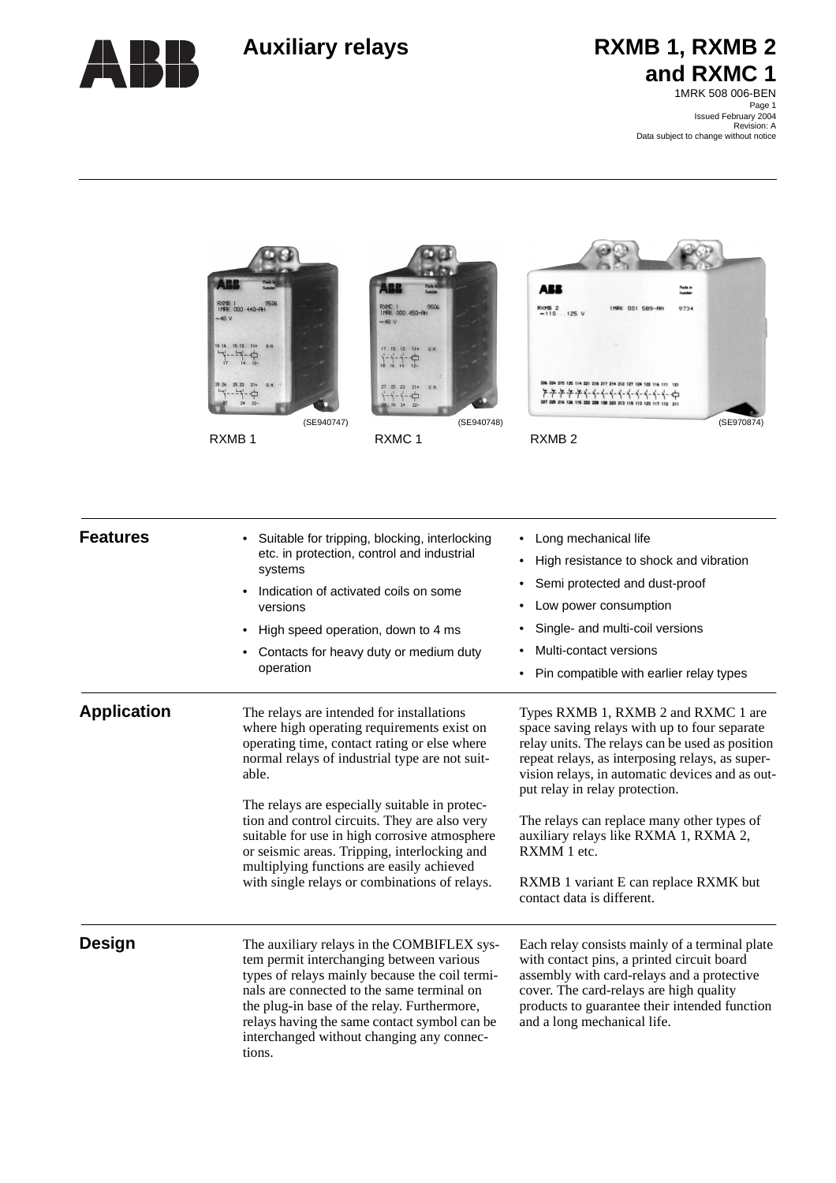# Auxiliary relays

# RXMB 1, RXMB 2 and RXMC 1

1MRK 508 006-BEN
Issued February 2004
Revision: A
Data subject to change without notice

(SE940747) RXMB 1

(SE940748) RXMC 1

(SE970874) RXMB 2

## Features

- Suitable for tripping, blocking, interlocking etc. in protection, control and industrial systems
- Indication of activated coils on some versions
- High speed operation, down to 4 ms
- Contacts for heavy duty or medium duty operation
- Long mechanical life
- High resistance to shock and vibration
- Semi protected and dust-proof
- Low power consumption
- Single- and multi-coil versions
- Multi-contact versions
- Pin compatible with earlier relay types

## Application

The relays are intended for installations where high operating requirements exist on operating time, contact rating or else where normal relays of industrial type are not suitable.

The relays are especially suitable in protection and control circuits. They are also very suitable for use in high corrosive atmosphere or seismic areas. Tripping, interlocking and multiplying functions are easily achieved with single relays or combinations of relays.

Types RXMB 1, RXMB 2 and RXMC 1 are space saving relays with up to four separate relay units. The relays can be used as position repeat relays, as interposing relays, as supervision relays, in automatic devices and as output relay in relay protection.

The relays can replace many other types of auxiliary relays like RXMA 1, RXMA 2, RXMM 1 etc.

RXMB 1 variant E can replace RXMK but contact data is different.

## Design

The auxiliary relays in the COMBIFLEX system permit interchanging between various types of relays mainly because the coil terminals are connected to the same terminal on the plug-in base of the relay. Furthermore, relays having the same contact symbol can be interchanged without changing any connections.

Each relay consists mainly of a terminal plate with contact pins, a printed circuit board assembly with card-relays and a protective cover. The card-relays are high quality products to guarantee their intended function and a long mechanical life.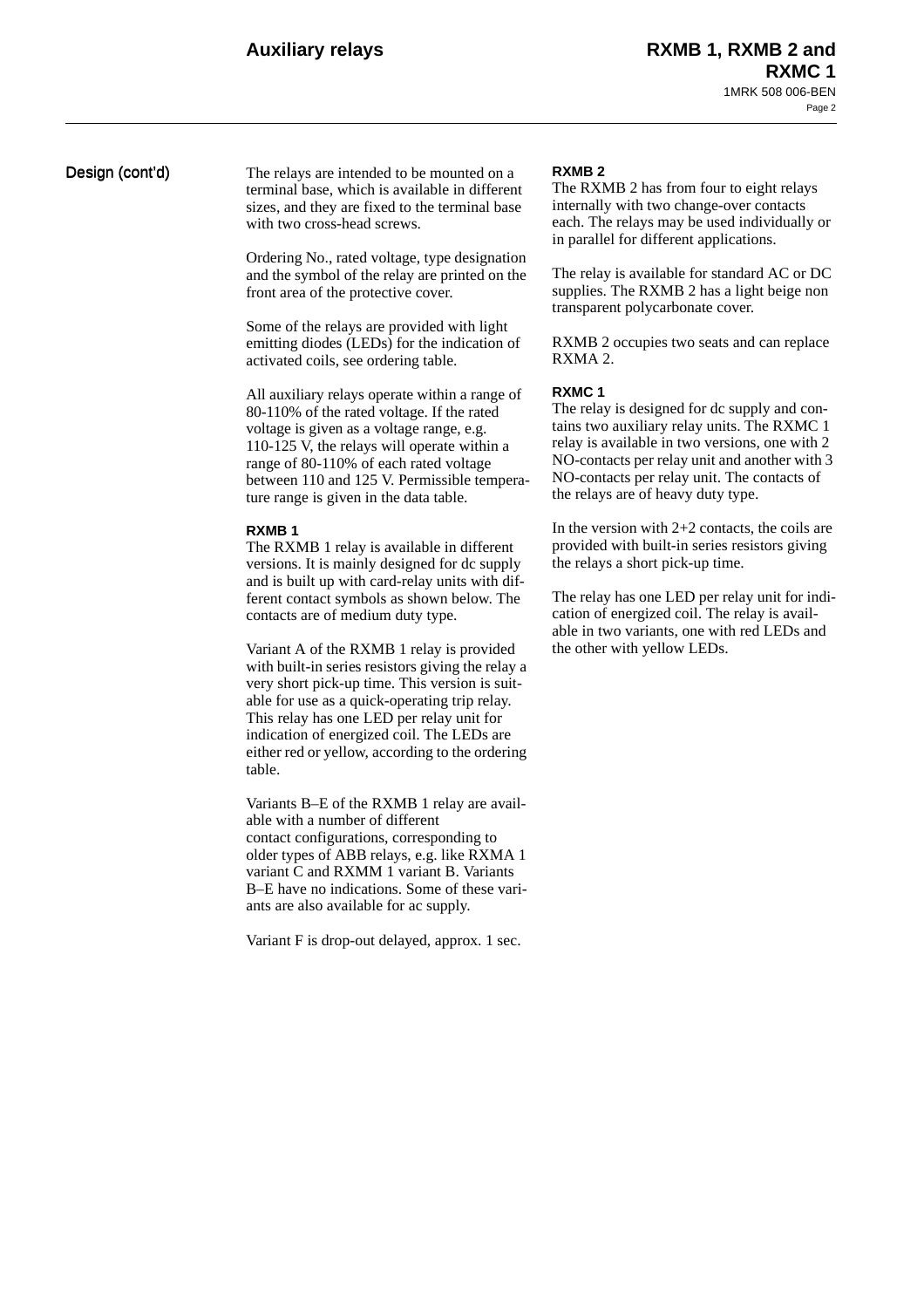## Design (cont'd)

The relays are intended to be mounted on a terminal base, which is available in different sizes, and they are fixed to the terminal base with two cross-head screws.

Ordering No., rated voltage, type designation and the symbol of the relay are printed on the front area of the protective cover.

Some of the relays are provided with light emitting diodes (LEDs) for the indication of activated coils, see ordering table.

All auxiliary relays operate within a range of 80-110% of the rated voltage. If the rated voltage is given as a voltage range, e.g. 110-125 V, the relays will operate within a range of 80-110% of each rated voltage between 110 and 125 V. Permissible temperature range is given in the data table.

### RXMB 1

The RXMB 1 relay is available in different versions. It is mainly designed for dc supply and is built up with card-relay units with different contact symbols as shown below. The contacts are of medium duty type.

Variant A of the RXMB 1 relay is provided with built-in series resistors giving the relay a very short pick-up time. This version is suitable for use as a quick-operating trip relay. This relay has one LED per relay unit for indication of energized coil. The LEDs are either red or yellow, according to the ordering table.

Variants B–E of the RXMB 1 relay are available with a number of different contact configurations, corresponding to older types of ABB relays, e.g. like RXMA 1 variant C and RXMM 1 variant B. Variants B–E have no indications. Some of these variants are also available for ac supply.

Variant F is drop-out delayed, approx. 1 sec.

### RXMB 2

The RXMB 2 has from four to eight relays internally with two change-over contacts each. The relays may be used individually or in parallel for different applications.

The relay is available for standard AC or DC supplies. The RXMB 2 has a light beige non transparent polycarbonate cover.

RXMB 2 occupies two seats and can replace RXMA 2.

### RXMC 1

The relay is designed for dc supply and contains two auxiliary relay units. The RXMC 1 relay is available in two versions, one with 2 NO-contacts per relay unit and another with 3 NO-contacts per relay unit. The contacts of the relays are of heavy duty type.

In the version with 2+2 contacts, the coils are provided with built-in series resistors giving the relays a short pick-up time.

The relay has one LED per relay unit for indication of energized coil. The relay is available in two variants, one with red LEDs and the other with yellow LEDs.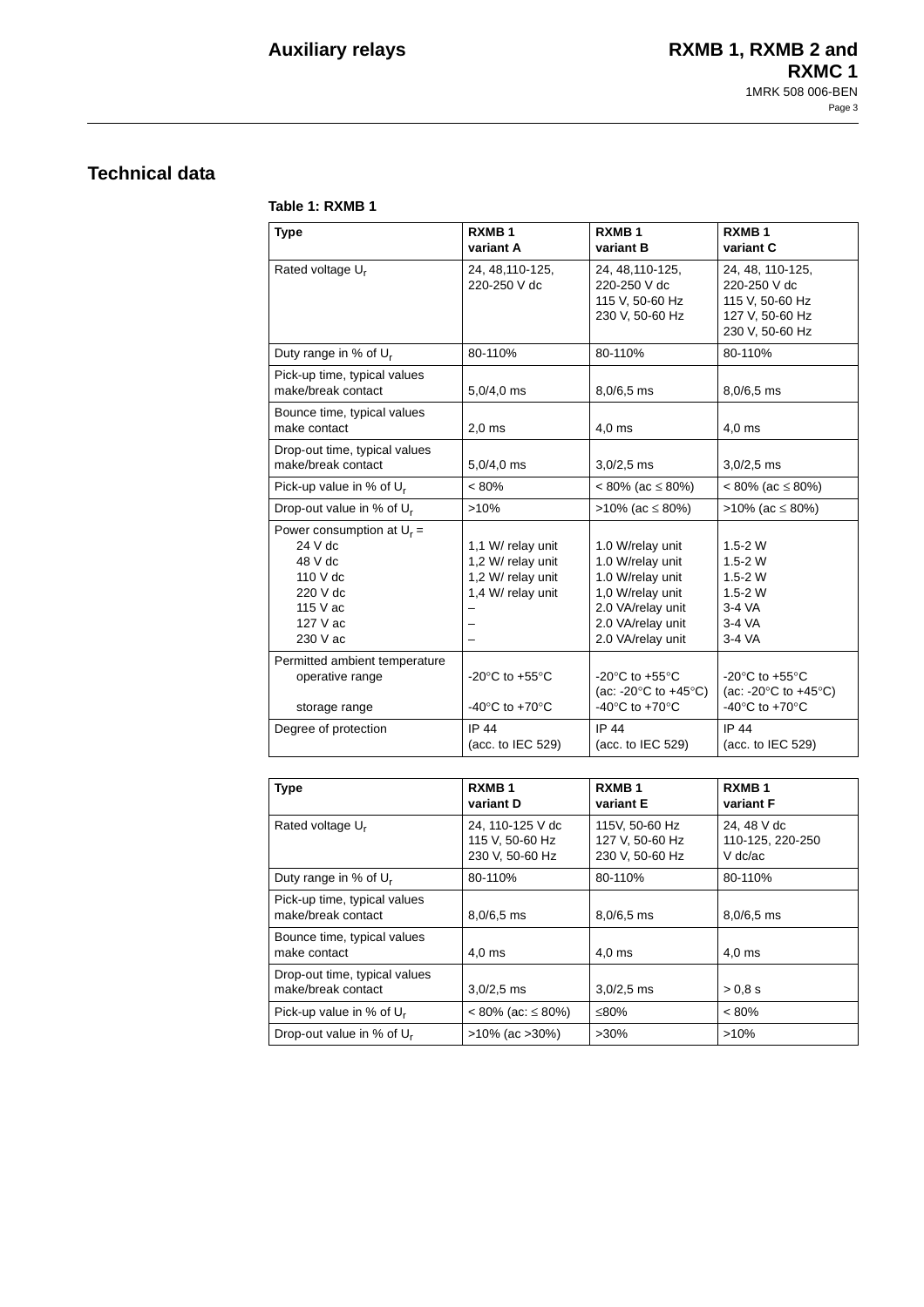## Technical data

**Table 1: RXMB 1**

| Type | RXMB 1 variant A | RXMB 1 variant B | RXMB 1 variant C |
|---|---|---|---|
| Rated voltage $U_r$ | 24, 48,110-125, 220-250 V dc | 24, 48,110-125, 220-250 V dc<br>115 V, 50-60 Hz<br>230 V, 50-60 Hz | 24, 48, 110-125, 220-250 V dc<br>115 V, 50-60 Hz<br>127 V, 50-60 Hz<br>230 V, 50-60 Hz |
| Duty range in % of $U_r$ | 80-110% | 80-110% | 80-110% |
| Pick-up time, typical values make/break contact | 5,0/4,0 ms | 8,0/6,5 ms | 8,0/6,5 ms |
| Bounce time, typical values make contact | 2,0 ms | 4,0 ms | 4,0 ms |
| Drop-out time, typical values make/break contact | 5,0/4,0 ms | 3,0/2,5 ms | 3,0/2,5 ms |
| Pick-up value in % of $U_r$ | < 80% | < 80% (ac ≤ 80%) | < 80% (ac ≤ 80%) |
| Drop-out value in % of $U_r$ | >10% | >10% (ac ≤ 80%) | >10% (ac ≤ 80%) |
| Power consumption at $U_r$ =<br>24 V dc<br>48 V dc<br>110 V dc<br>220 V dc<br>115 V ac<br>127 V ac<br>230 V ac | <br>1,1 W/ relay unit<br>1,2 W/ relay unit<br>1,2 W/ relay unit<br>1,4 W/ relay unit<br>–<br>–<br>– | <br>1.0 W/relay unit<br>1.0 W/relay unit<br>1.0 W/relay unit<br>1,0 W/relay unit<br>2.0 VA/relay unit<br>2.0 VA/relay unit<br>2.0 VA/relay unit | <br>1.5-2 W<br>1.5-2 W<br>1.5-2 W<br>1.5-2 W<br>3-4 VA<br>3-4 VA<br>3-4 VA |
| Permitted ambient temperature<br>operative range<br>storage range | <br>-20°C to +55°C<br>-40°C to +70°C | <br>-20°C to +55°C<br>(ac: -20°C to +45°C)<br>-40°C to +70°C | <br>-20°C to +55°C<br>(ac: -20°C to +45°C)<br>-40°C to +70°C |
| Degree of protection | IP 44<br>(acc. to IEC 529) | IP 44<br>(acc. to IEC 529) | IP 44<br>(acc. to IEC 529) |

| Type | RXMB 1 variant D | RXMB 1 variant E | RXMB 1 variant F |
|---|---|---|---|
| Rated voltage $U_r$ | 24, 110-125 V dc<br>115 V, 50-60 Hz<br>230 V, 50-60 Hz | 115V, 50-60 Hz<br>127 V, 50-60 Hz<br>230 V, 50-60 Hz | 24, 48 V dc<br>110-125, 220-250 V dc/ac |
| Duty range in % of $U_r$ | 80-110% | 80-110% | 80-110% |
| Pick-up time, typical values make/break contact | 8,0/6,5 ms | 8,0/6,5 ms | 8,0/6,5 ms |
| Bounce time, typical values make contact | 4,0 ms | 4,0 ms | 4,0 ms |
| Drop-out time, typical values make/break contact | 3,0/2,5 ms | 3,0/2,5 ms | > 0,8 s |
| Pick-up value in % of $U_r$ | < 80% (ac: ≤ 80%) | ≤80% | < 80% |
| Drop-out value in % of $U_r$ | >10% (ac >30%) | >30% | >10% |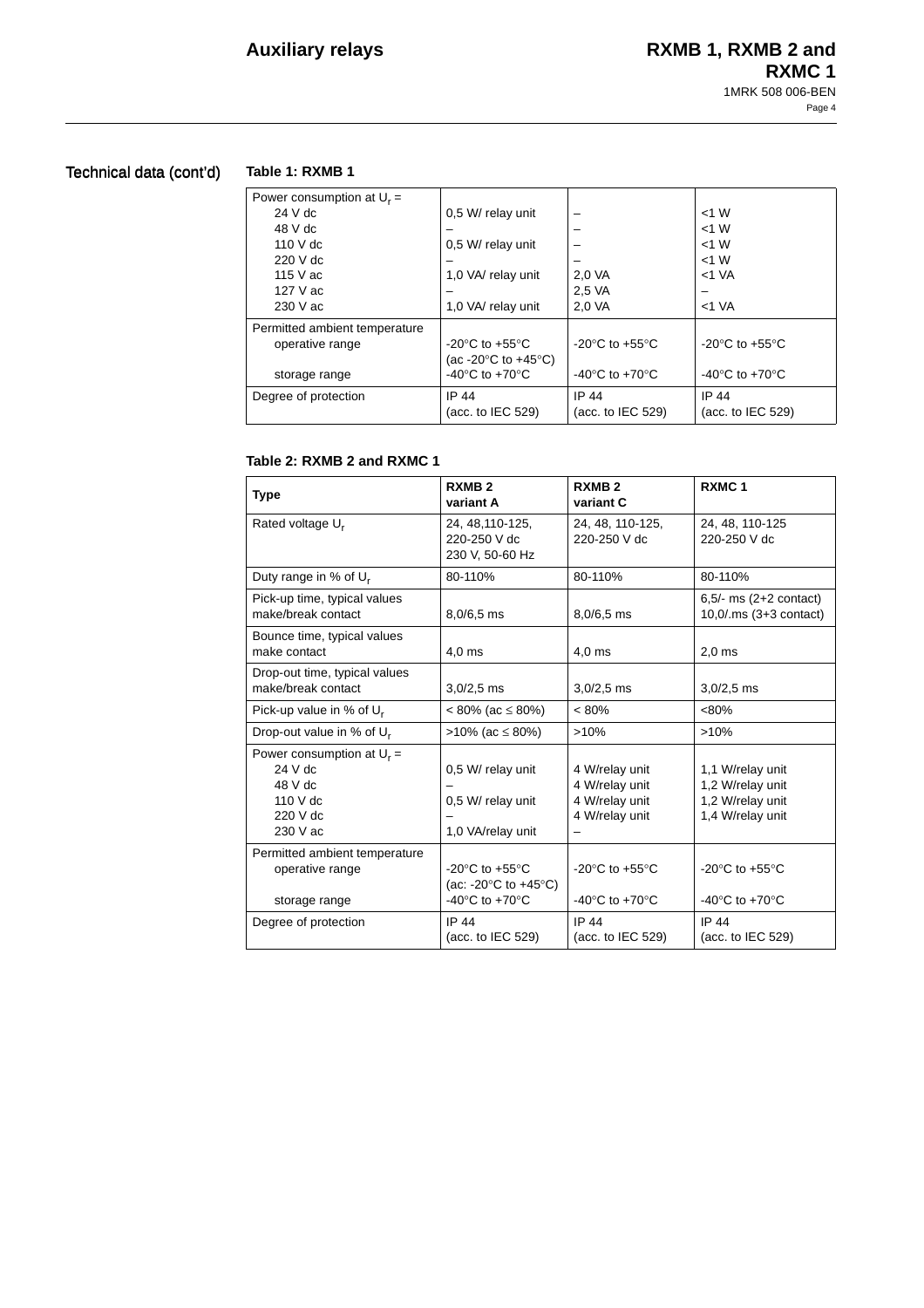## Technical data (cont'd)

**Table 1: RXMB 1**

| | | | |
|---|---|---|---|
| Power consumption at $U_r$ =<br>24 V dc<br>48 V dc<br>110 V dc<br>220 V dc<br>115 V ac<br>127 V ac<br>230 V ac | <br>0,5 W/ relay unit<br>–<br>0,5 W/ relay unit<br>–<br>1,0 VA/ relay unit<br>–<br>1,0 VA/ relay unit | <br>–<br>–<br>–<br>–<br>2,0 VA<br>2,5 VA<br>2,0 VA | <br><1 W<br><1 W<br><1 W<br><1 W<br><1 VA<br>–<br><1 VA |
| Permitted ambient temperature<br>operative range<br>storage range | <br>-20°C to +55°C<br>(ac -20°C to +45°C)<br>-40°C to +70°C | <br>-20°C to +55°C<br>-40°C to +70°C | <br>-20°C to +55°C<br>-40°C to +70°C |
| Degree of protection | IP 44<br>(acc. to IEC 529) | IP 44<br>(acc. to IEC 529) | IP 44<br>(acc. to IEC 529) |

**Table 2: RXMB 2 and RXMC 1**

| **Type** | **RXMB 2 variant A** | **RXMB 2 variant C** | **RXMC 1** |
|---|---|---|---|
| Rated voltage $U_r$ | 24, 48,110-125,<br>220-250 V dc<br>230 V, 50-60 Hz | 24, 48, 110-125,<br>220-250 V dc | 24, 48, 110-125<br>220-250 V dc |
| Duty range in % of $U_r$ | 80-110% | 80-110% | 80-110% |
| Pick-up time, typical values<br>make/break contact | 8,0/6,5 ms | 8,0/6,5 ms | 6,5/- ms (2+2 contact)<br>10,0/.ms (3+3 contact) |
| Bounce time, typical values<br>make contact | 4,0 ms | 4,0 ms | 2,0 ms |
| Drop-out time, typical values<br>make/break contact | 3,0/2,5 ms | 3,0/2,5 ms | 3,0/2,5 ms |
| Pick-up value in % of $U_r$ | < 80% (ac ≤ 80%) | < 80% | <80% |
| Drop-out value in % of $U_r$ | >10% (ac ≤ 80%) | >10% | >10% |
| Power consumption at $U_r$ =<br>24 V dc<br>48 V dc<br>110 V dc<br>220 V dc<br>230 V ac | <br>0,5 W/ relay unit<br>–<br>0,5 W/ relay unit<br>–<br>1,0 VA/relay unit | <br>4 W/relay unit<br>4 W/relay unit<br>4 W/relay unit<br>4 W/relay unit<br>– | <br>1,1 W/relay unit<br>1,2 W/relay unit<br>1,2 W/relay unit<br>1,4 W/relay unit |
| Permitted ambient temperature<br>operative range<br>storage range | <br>-20°C to +55°C<br>(ac: -20°C to +45°C)<br>-40°C to +70°C | <br>-20°C to +55°C<br>-40°C to +70°C | <br>-20°C to +55°C<br>-40°C to +70°C |
| Degree of protection | IP 44<br>(acc. to IEC 529) | IP 44<br>(acc. to IEC 529) | IP 44<br>(acc. to IEC 529) |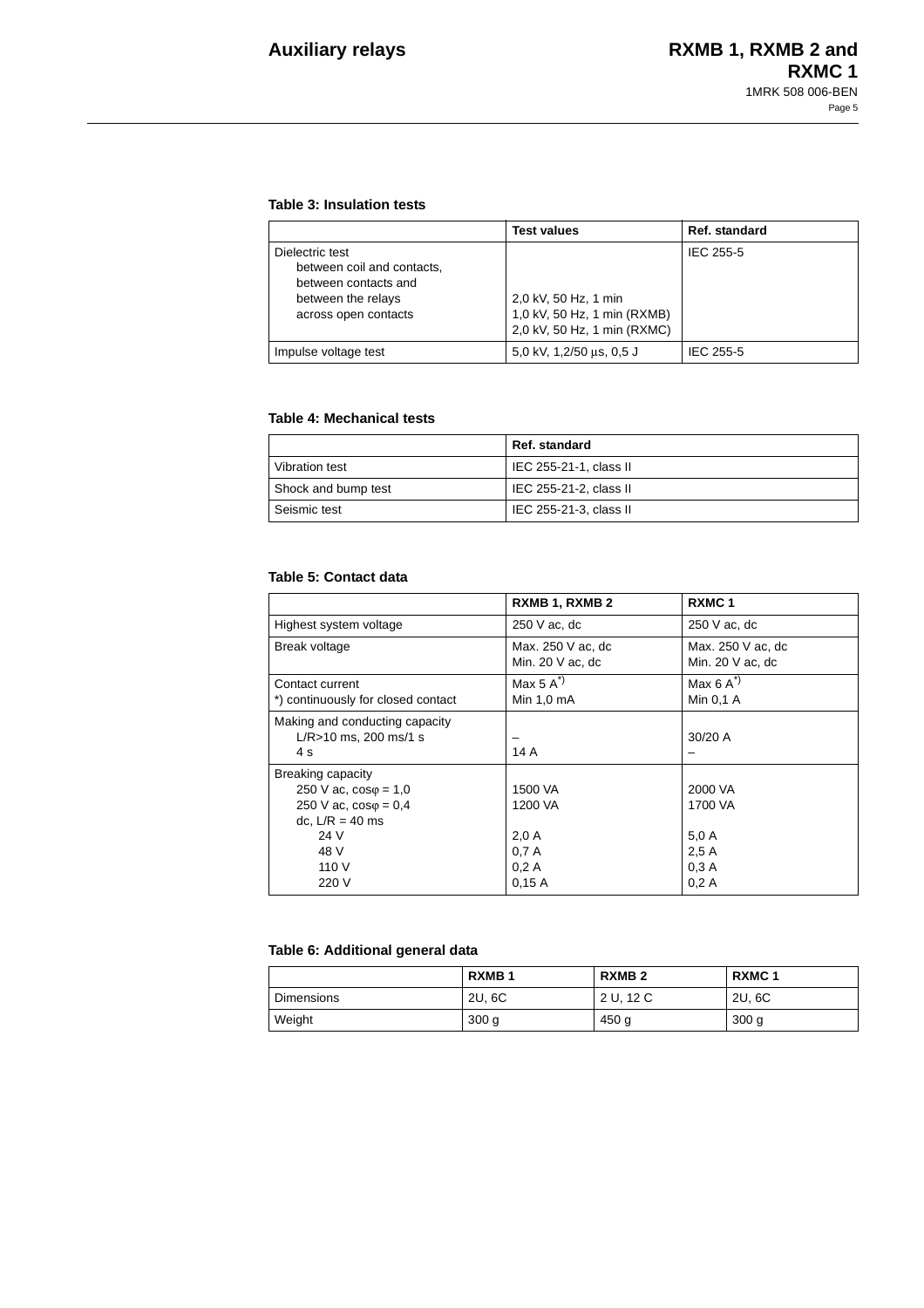**Table 3: Insulation tests**

| | Test values | Ref. standard |
|---|---|---|
| Dielectric test<br>between coil and contacts, between contacts and between the relays<br>across open contacts | <br><br>2,0 kV, 50 Hz, 1 min<br>1,0 kV, 50 Hz, 1 min (RXMB)<br>2,0 kV, 50 Hz, 1 min (RXMC) | IEC 255-5 |
| Impulse voltage test | 5,0 kV, 1,2/50 μs, 0,5 J | IEC 255-5 |

**Table 4: Mechanical tests**

| | Ref. standard |
|---|---|
| Vibration test | IEC 255-21-1, class II |
| Shock and bump test | IEC 255-21-2, class II |
| Seismic test | IEC 255-21-3, class II |

**Table 5: Contact data**

| | RXMB 1, RXMB 2 | RXMC 1 |
|---|---|---|
| Highest system voltage | 250 V ac, dc | 250 V ac, dc |
| Break voltage | Max. 250 V ac, dc<br>Min. 20 V ac, dc | Max. 250 V ac, dc<br>Min. 20 V ac, dc |
| Contact current<br>*) continuously for closed contact | Max 5 A*)<br>Min 1,0 mA | Max 6 A*)<br>Min 0,1 A |
| Making and conducting capacity<br>L/R>10 ms, 200 ms/1 s<br>4 s | <br>–<br>14 A | <br>30/20 A<br>– |
| Breaking capacity<br>250 V ac, cosφ = 1,0<br>250 V ac, cosφ = 0,4<br>dc, L/R = 40 ms<br>24 V<br>48 V<br>110 V<br>220 V | <br>1500 VA<br>1200 VA<br><br>2,0 A<br>0,7 A<br>0,2 A<br>0,15 A | <br>2000 VA<br>1700 VA<br><br>5,0 A<br>2,5 A<br>0,3 A<br>0,2 A |

**Table 6: Additional general data**

| | RXMB 1 | RXMB 2 | RXMC 1 |
|---|---|---|---|
| Dimensions | 2U, 6C | 2 U, 12 C | 2U, 6C |
| Weight | 300 g | 450 g | 300 g |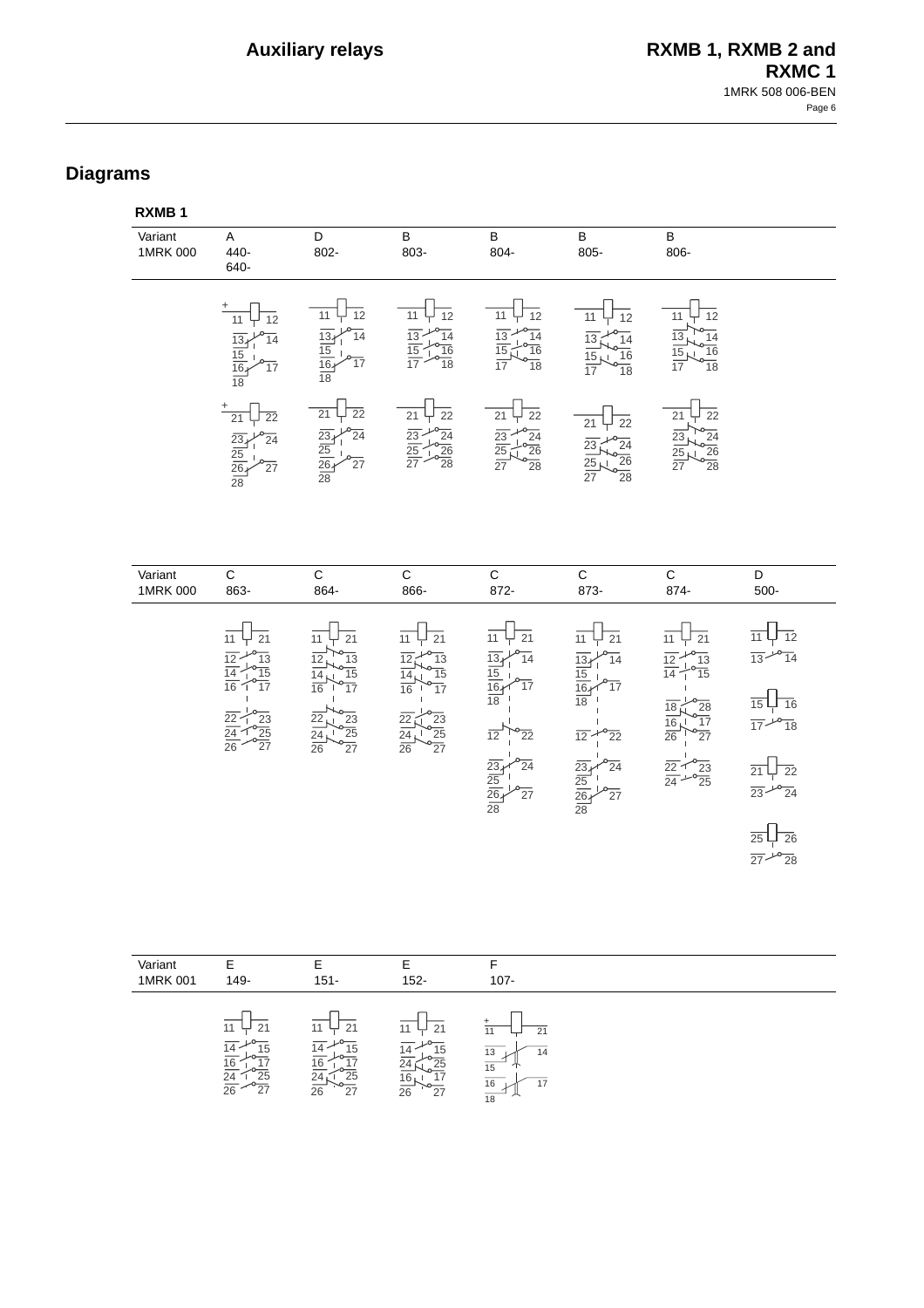## Diagrams

### RXMB 1

| Variant 1MRK 000 | A 440- 640- | D 802- | B 803- | B 804- | B 805- | B 806- |
|---|---|---|---|---|---|---|

| Variant 1MRK 000 | C 863- | C 864- | C 866- | C 872- | C 873- | C 874- | D 500- |
|---|---|---|---|---|---|---|---|

| Variant 1MRK 001 | E 149- | E 151- | E 152- | F 107- |
|---|---|---|---|---|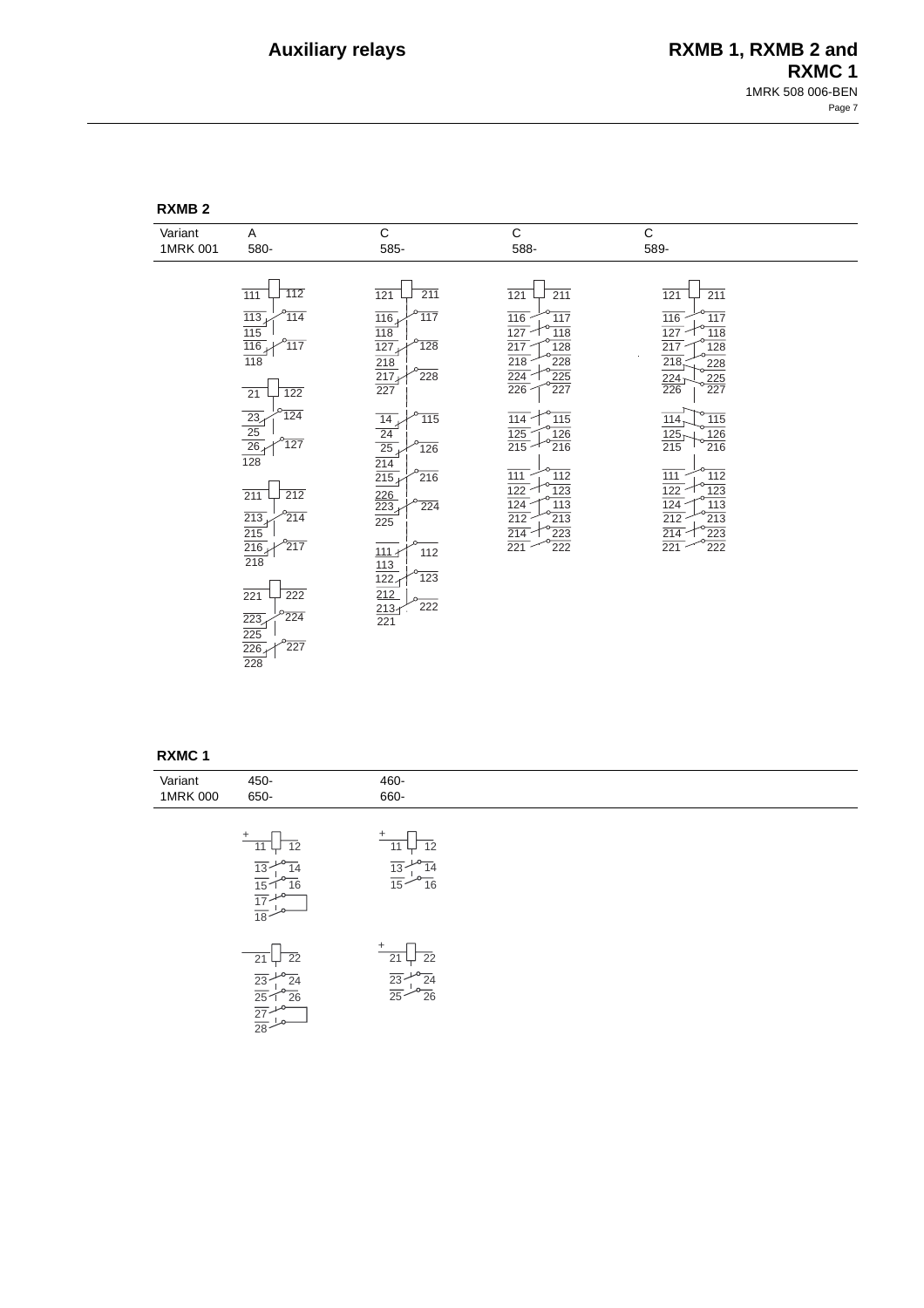## RXMB 2

| Variant | A | C | C | C |
|---|---|---|---|---|
| 1MRK 001 | 580- | 585- | 588- | 589- |

## RXMC 1

| Variant | 450- | 460- |
|---|---|---|
| 1MRK 000 | 650- | 660- |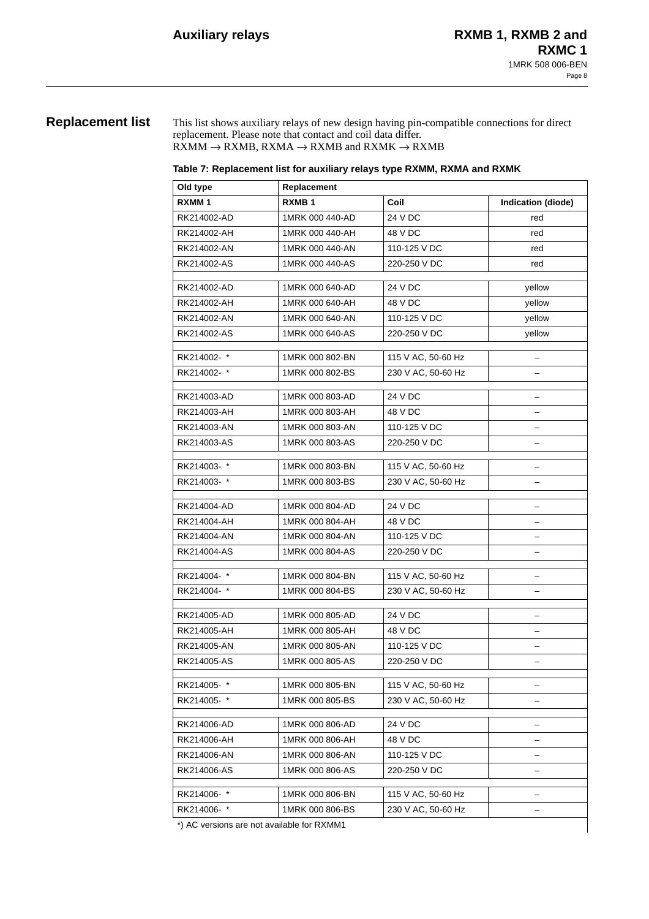## Replacement list

This list shows auxiliary relays of new design having pin-compatible connections for direct replacement. Please note that contact and coil data differ.
RXMM → RXMB, RXMA → RXMB and RXMK → RXMB

**Table 7: Replacement list for auxiliary relays type RXMM, RXMA and RXMK**

| Old type | Replacement | | |
|---|---|---|---|
| **RXMM 1** | **RXMB 1** | **Coil** | **Indication (diode)** |
| RK214002-AD | 1MRK 000 440-AD | 24 V DC | red |
| RK214002-AH | 1MRK 000 440-AH | 48 V DC | red |
| RK214002-AN | 1MRK 000 440-AN | 110-125 V DC | red |
| RK214002-AS | 1MRK 000 440-AS | 220-250 V DC | red |
| | | | |
| RK214002-AD | 1MRK 000 640-AD | 24 V DC | yellow |
| RK214002-AH | 1MRK 000 640-AH | 48 V DC | yellow |
| RK214002-AN | 1MRK 000 640-AN | 110-125 V DC | yellow |
| RK214002-AS | 1MRK 000 640-AS | 220-250 V DC | yellow |
| | | | |
| RK214002- * | 1MRK 000 802-BN | 115 V AC, 50-60 Hz | – |
| RK214002- * | 1MRK 000 802-BS | 230 V AC, 50-60 Hz | – |
| | | | |
| RK214003-AD | 1MRK 000 803-AD | 24 V DC | – |
| RK214003-AH | 1MRK 000 803-AH | 48 V DC | – |
| RK214003-AN | 1MRK 000 803-AN | 110-125 V DC | – |
| RK214003-AS | 1MRK 000 803-AS | 220-250 V DC | – |
| | | | |
| RK214003- * | 1MRK 000 803-BN | 115 V AC, 50-60 Hz | – |
| RK214003- * | 1MRK 000 803-BS | 230 V AC, 50-60 Hz | – |
| | | | |
| RK214004-AD | 1MRK 000 804-AD | 24 V DC | – |
| RK214004-AH | 1MRK 000 804-AH | 48 V DC | – |
| RK214004-AN | 1MRK 000 804-AN | 110-125 V DC | – |
| RK214004-AS | 1MRK 000 804-AS | 220-250 V DC | – |
| | | | |
| RK214004- * | 1MRK 000 804-BN | 115 V AC, 50-60 Hz | – |
| RK214004- * | 1MRK 000 804-BS | 230 V AC, 50-60 Hz | – |
| | | | |
| RK214005-AD | 1MRK 000 805-AD | 24 V DC | – |
| RK214005-AH | 1MRK 000 805-AH | 48 V DC | – |
| RK214005-AN | 1MRK 000 805-AN | 110-125 V DC | – |
| RK214005-AS | 1MRK 000 805-AS | 220-250 V DC | – |
| | | | |
| RK214005- * | 1MRK 000 805-BN | 115 V AC, 50-60 Hz | – |
| RK214005- * | 1MRK 000 805-BS | 230 V AC, 50-60 Hz | – |
| | | | |
| RK214006-AD | 1MRK 000 806-AD | 24 V DC | – |
| RK214006-AH | 1MRK 000 806-AH | 48 V DC | – |
| RK214006-AN | 1MRK 000 806-AN | 110-125 V DC | – |
| RK214006-AS | 1MRK 000 806-AS | 220-250 V DC | – |
| | | | |
| RK214006- * | 1MRK 000 806-BN | 115 V AC, 50-60 Hz | – |
| RK214006- * | 1MRK 000 806-BS | 230 V AC, 50-60 Hz | – |

*) AC versions are not available for RXMM1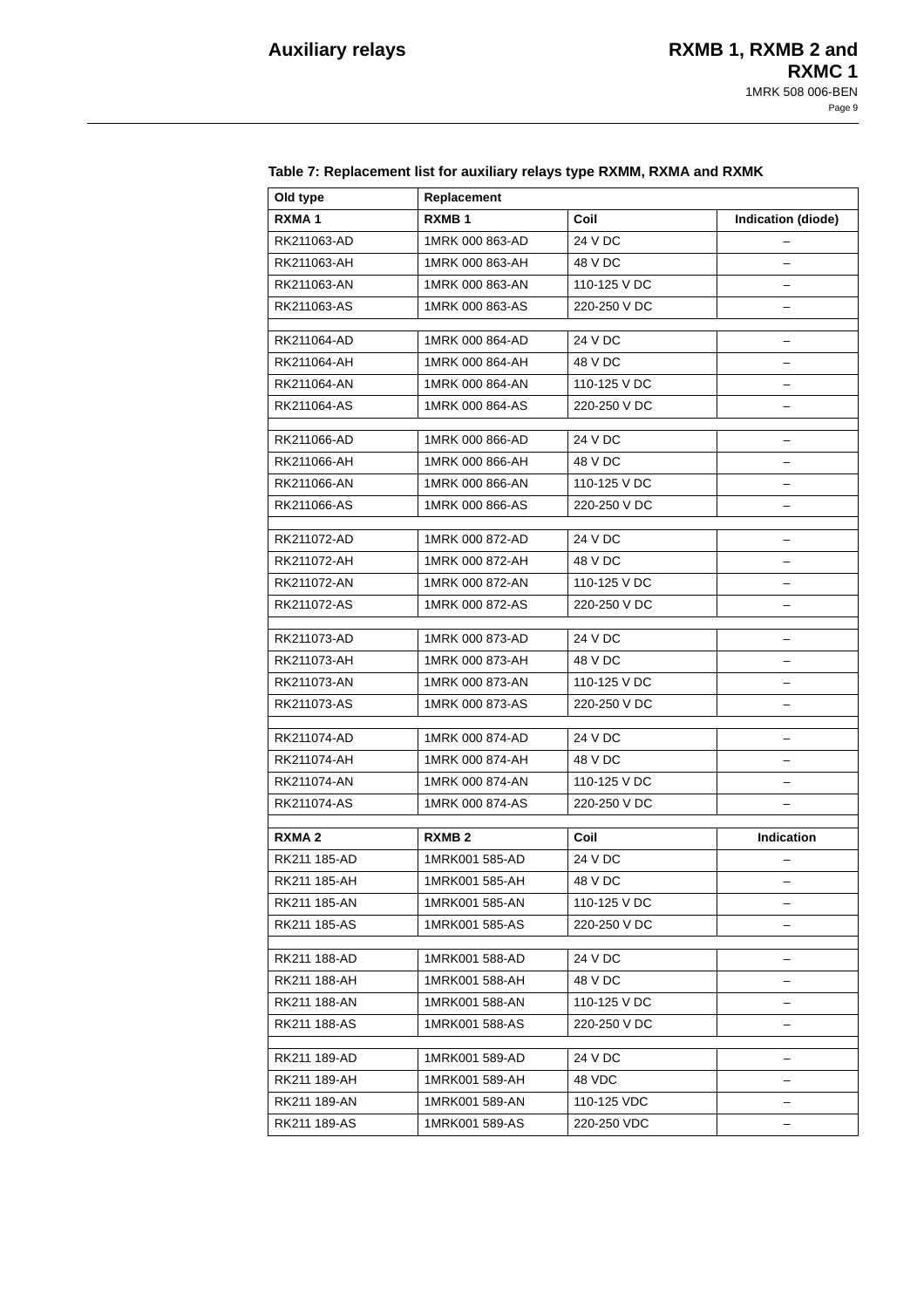**Table 7: Replacement list for auxiliary relays type RXMM, RXMA and RXMK**

| Old type | Replacement | | |
|---|---|---|---|
| **RXMA 1** | **RXMB 1** | **Coil** | **Indication (diode)** |
| RK211063-AD | 1MRK 000 863-AD | 24 V DC | – |
| RK211063-AH | 1MRK 000 863-AH | 48 V DC | – |
| RK211063-AN | 1MRK 000 863-AN | 110-125 V DC | – |
| RK211063-AS | 1MRK 000 863-AS | 220-250 V DC | – |
| | | | |
| RK211064-AD | 1MRK 000 864-AD | 24 V DC | – |
| RK211064-AH | 1MRK 000 864-AH | 48 V DC | – |
| RK211064-AN | 1MRK 000 864-AN | 110-125 V DC | – |
| RK211064-AS | 1MRK 000 864-AS | 220-250 V DC | – |
| | | | |
| RK211066-AD | 1MRK 000 866-AD | 24 V DC | – |
| RK211066-AH | 1MRK 000 866-AH | 48 V DC | – |
| RK211066-AN | 1MRK 000 866-AN | 110-125 V DC | – |
| RK211066-AS | 1MRK 000 866-AS | 220-250 V DC | – |
| | | | |
| RK211072-AD | 1MRK 000 872-AD | 24 V DC | – |
| RK211072-AH | 1MRK 000 872-AH | 48 V DC | – |
| RK211072-AN | 1MRK 000 872-AN | 110-125 V DC | – |
| RK211072-AS | 1MRK 000 872-AS | 220-250 V DC | – |
| | | | |
| RK211073-AD | 1MRK 000 873-AD | 24 V DC | – |
| RK211073-AH | 1MRK 000 873-AH | 48 V DC | – |
| RK211073-AN | 1MRK 000 873-AN | 110-125 V DC | – |
| RK211073-AS | 1MRK 000 873-AS | 220-250 V DC | – |
| | | | |
| RK211074-AD | 1MRK 000 874-AD | 24 V DC | – |
| RK211074-AH | 1MRK 000 874-AH | 48 V DC | – |
| RK211074-AN | 1MRK 000 874-AN | 110-125 V DC | – |
| RK211074-AS | 1MRK 000 874-AS | 220-250 V DC | – |
| | | | |
| **RXMA 2** | **RXMB 2** | **Coil** | **Indication** |
| RK211 185-AD | 1MRK001 585-AD | 24 V DC | – |
| RK211 185-AH | 1MRK001 585-AH | 48 V DC | – |
| RK211 185-AN | 1MRK001 585-AN | 110-125 V DC | – |
| RK211 185-AS | 1MRK001 585-AS | 220-250 V DC | – |
| | | | |
| RK211 188-AD | 1MRK001 588-AD | 24 V DC | – |
| RK211 188-AH | 1MRK001 588-AH | 48 V DC | – |
| RK211 188-AN | 1MRK001 588-AN | 110-125 V DC | – |
| RK211 188-AS | 1MRK001 588-AS | 220-250 V DC | – |
| | | | |
| RK211 189-AD | 1MRK001 589-AD | 24 V DC | – |
| RK211 189-AH | 1MRK001 589-AH | 48 VDC | – |
| RK211 189-AN | 1MRK001 589-AN | 110-125 VDC | – |
| RK211 189-AS | 1MRK001 589-AS | 220-250 VDC | – |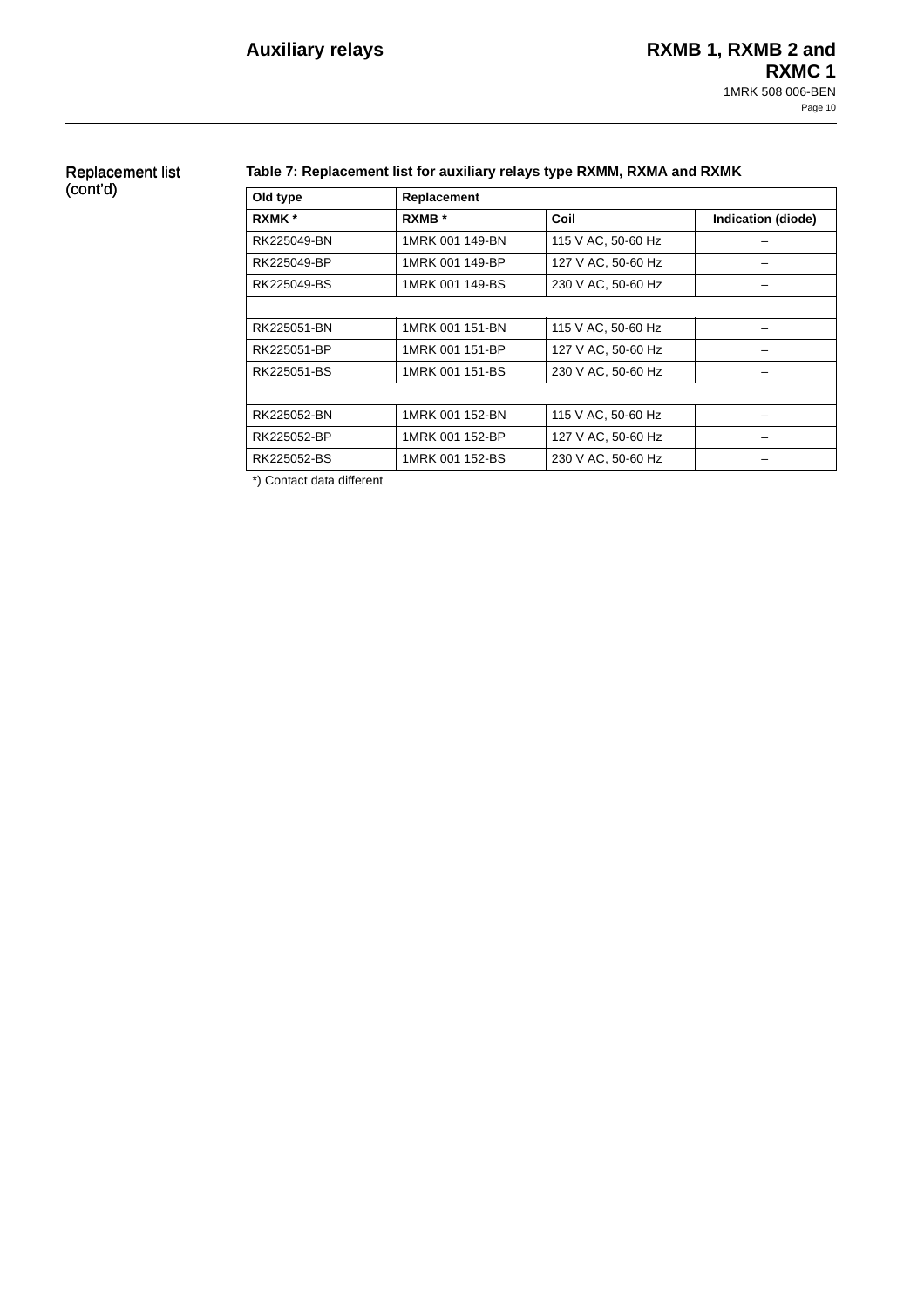## Replacement list (cont'd)

**Table 7: Replacement list for auxiliary relays type RXMM, RXMA and RXMK**

| Old type | Replacement | | |
|---|---|---|---|
| **RXMK \*** | **RXMB \*** | **Coil** | **Indication (diode)** |
| RK225049-BN | 1MRK 001 149-BN | 115 V AC, 50-60 Hz | – |
| RK225049-BP | 1MRK 001 149-BP | 127 V AC, 50-60 Hz | – |
| RK225049-BS | 1MRK 001 149-BS | 230 V AC, 50-60 Hz | – |
| | | | |
| RK225051-BN | 1MRK 001 151-BN | 115 V AC, 50-60 Hz | – |
| RK225051-BP | 1MRK 001 151-BP | 127 V AC, 50-60 Hz | – |
| RK225051-BS | 1MRK 001 151-BS | 230 V AC, 50-60 Hz | – |
| | | | |
| RK225052-BN | 1MRK 001 152-BN | 115 V AC, 50-60 Hz | – |
| RK225052-BP | 1MRK 001 152-BP | 127 V AC, 50-60 Hz | – |
| RK225052-BS | 1MRK 001 152-BS | 230 V AC, 50-60 Hz | – |

*) Contact data different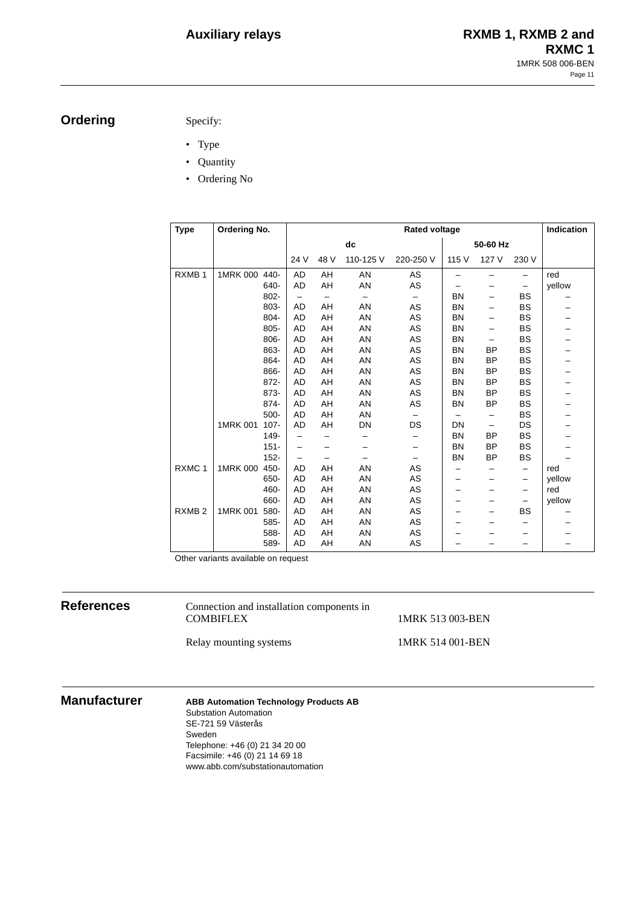## Ordering

Specify:

- Type
- Quantity
- Ordering No

| Type | Ordering No. | | Rated voltage | | | | | | | Indication |
|---|---|---|---|---|---|---|---|---|---|---|
| | | | dc | | | | 50-60 Hz | | | |
| | | | 24 V | 48 V | 110-125 V | 220-250 V | 115 V | 127 V | 230 V | |
| RXMB 1 | 1MRK 000 | 440- | AD | AH | AN | AS | – | – | – | red |
| | | 640- | AD | AH | AN | AS | – | – | – | yellow |
| | | 802- | – | – | – | – | BN | – | BS | – |
| | | 803- | AD | AH | AN | AS | BN | – | BS | – |
| | | 804- | AD | AH | AN | AS | BN | – | BS | – |
| | | 805- | AD | AH | AN | AS | BN | – | BS | – |
| | | 806- | AD | AH | AN | AS | BN | – | BS | – |
| | | 863- | AD | AH | AN | AS | BN | BP | BS | – |
| | | 864- | AD | AH | AN | AS | BN | BP | BS | – |
| | | 866- | AD | AH | AN | AS | BN | BP | BS | – |
| | | 872- | AD | AH | AN | AS | BN | BP | BS | – |
| | | 873- | AD | AH | AN | AS | BN | BP | BS | – |
| | | 874- | AD | AH | AN | AS | BN | BP | BS | – |
| | | 500- | AD | AH | AN | – | – | – | BS | – |
| | 1MRK 001 | 107- | AD | AH | DN | DS | DN | – | DS | – |
| | | 149- | – | – | – | – | BN | BP | BS | – |
| | | 151- | – | – | – | – | BN | BP | BS | – |
| | | 152- | – | – | – | – | BN | BP | BS | – |
| RXMC 1 | 1MRK 000 | 450- | AD | AH | AN | AS | – | – | – | red |
| | | 650- | AD | AH | AN | AS | – | – | – | yellow |
| | | 460- | AD | AH | AN | AS | – | – | – | red |
| | | 660- | AD | AH | AN | AS | – | – | – | yellow |
| RXMB 2 | 1MRK 001 | 580- | AD | AH | AN | AS | – | – | BS | – |
| | | 585- | AD | AH | AN | AS | – | – | – | – |
| | | 588- | AD | AH | AN | AS | – | – | – | – |
| | | 589- | AD | AH | AN | AS | – | – | – | – |

Other variants available on request

## References

| | |
|---|---|
| Connection and installation components in COMBIFLEX | 1MRK 513 003-BEN |
| Relay mounting systems | 1MRK 514 001-BEN |

## Manufacturer

**ABB Automation Technology Products AB**
Substation Automation
SE-721 59 Västerås
Sweden
Telephone: +46 (0) 21 34 20 00
Facsimile: +46 (0) 21 14 69 18
www.abb.com/substationautomation